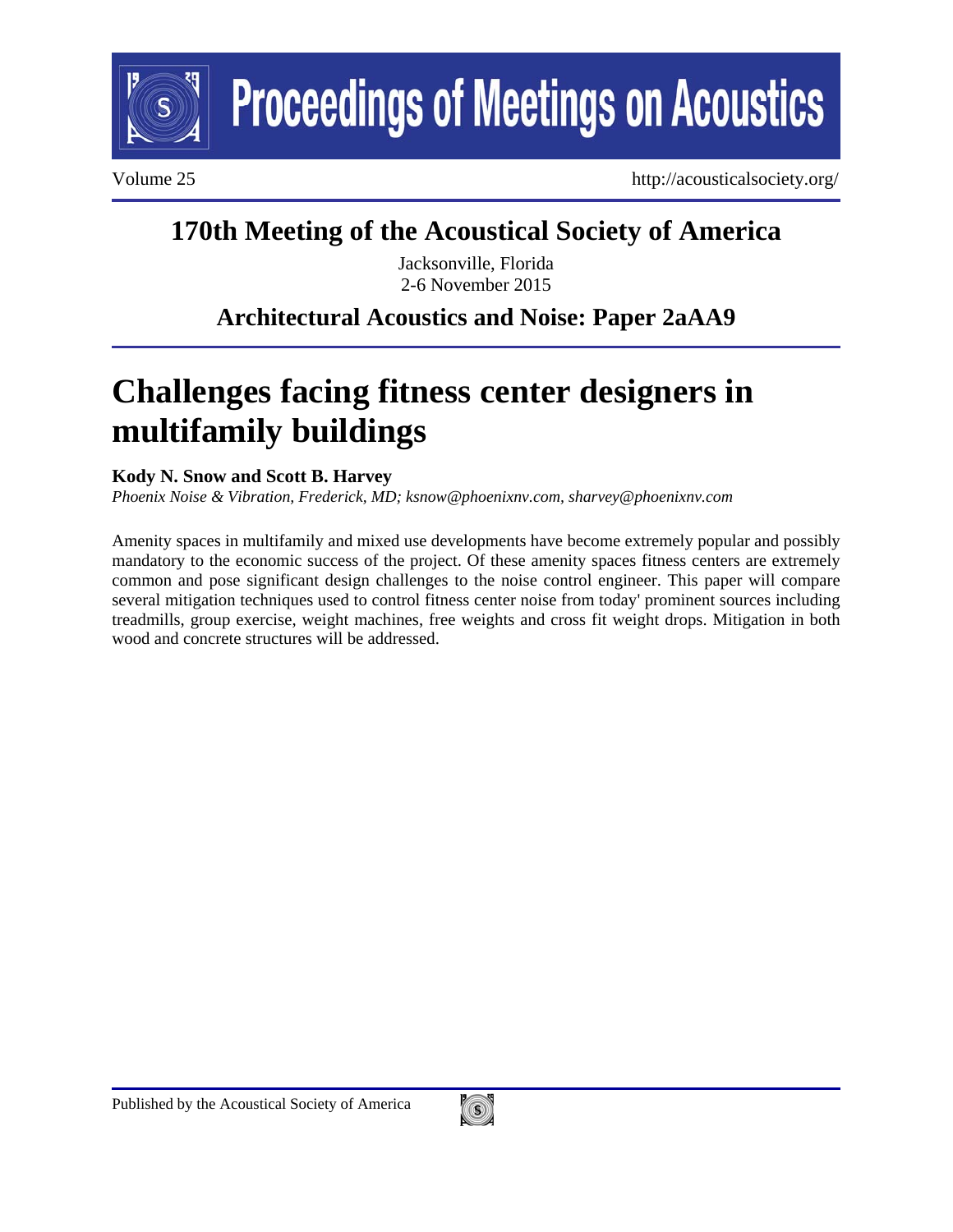# 170th Meeting of the Acoustical Society of America

Jacksonville, Florida
2-6 November 2015

## Architectural Acoustics and Noise: Paper 2aAA9

# Challenges facing fitness center designers in multifamily buildings

**Kody N. Snow and Scott B. Harvey**

*Phoenix Noise & Vibration, Frederick, MD; ksnow@phoenixnv.com, sharvey@phoenixnv.com*

Amenity spaces in multifamily and mixed use developments have become extremely popular and possibly mandatory to the economic success of the project. Of these amenity spaces fitness centers are extremely common and pose significant design challenges to the noise control engineer. This paper will compare several mitigation techniques used to control fitness center noise from today' prominent sources including treadmills, group exercise, weight machines, free weights and cross fit weight drops. Mitigation in both wood and concrete structures will be addressed.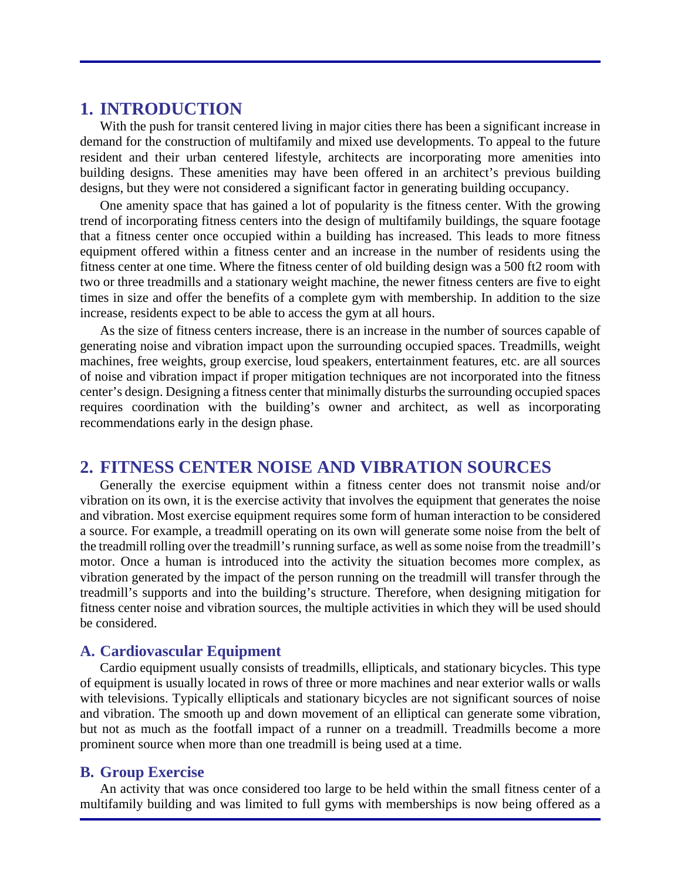## 1. INTRODUCTION

With the push for transit centered living in major cities there has been a significant increase in demand for the construction of multifamily and mixed use developments. To appeal to the future resident and their urban centered lifestyle, architects are incorporating more amenities into building designs. These amenities may have been offered in an architect's previous building designs, but they were not considered a significant factor in generating building occupancy.

One amenity space that has gained a lot of popularity is the fitness center. With the growing trend of incorporating fitness centers into the design of multifamily buildings, the square footage that a fitness center once occupied within a building has increased. This leads to more fitness equipment offered within a fitness center and an increase in the number of residents using the fitness center at one time. Where the fitness center of old building design was a 500 ft2 room with two or three treadmills and a stationary weight machine, the newer fitness centers are five to eight times in size and offer the benefits of a complete gym with membership. In addition to the size increase, residents expect to be able to access the gym at all hours.

As the size of fitness centers increase, there is an increase in the number of sources capable of generating noise and vibration impact upon the surrounding occupied spaces. Treadmills, weight machines, free weights, group exercise, loud speakers, entertainment features, etc. are all sources of noise and vibration impact if proper mitigation techniques are not incorporated into the fitness center's design. Designing a fitness center that minimally disturbs the surrounding occupied spaces requires coordination with the building's owner and architect, as well as incorporating recommendations early in the design phase.

## 2. FITNESS CENTER NOISE AND VIBRATION SOURCES

Generally the exercise equipment within a fitness center does not transmit noise and/or vibration on its own, it is the exercise activity that involves the equipment that generates the noise and vibration. Most exercise equipment requires some form of human interaction to be considered a source. For example, a treadmill operating on its own will generate some noise from the belt of the treadmill rolling over the treadmill's running surface, as well as some noise from the treadmill's motor. Once a human is introduced into the activity the situation becomes more complex, as vibration generated by the impact of the person running on the treadmill will transfer through the treadmill's supports and into the building's structure. Therefore, when designing mitigation for fitness center noise and vibration sources, the multiple activities in which they will be used should be considered.

### A. Cardiovascular Equipment

Cardio equipment usually consists of treadmills, ellipticals, and stationary bicycles. This type of equipment is usually located in rows of three or more machines and near exterior walls or walls with televisions. Typically ellipticals and stationary bicycles are not significant sources of noise and vibration. The smooth up and down movement of an elliptical can generate some vibration, but not as much as the footfall impact of a runner on a treadmill. Treadmills become a more prominent source when more than one treadmill is being used at a time.

### B. Group Exercise

An activity that was once considered too large to be held within the small fitness center of a multifamily building and was limited to full gyms with memberships is now being offered as a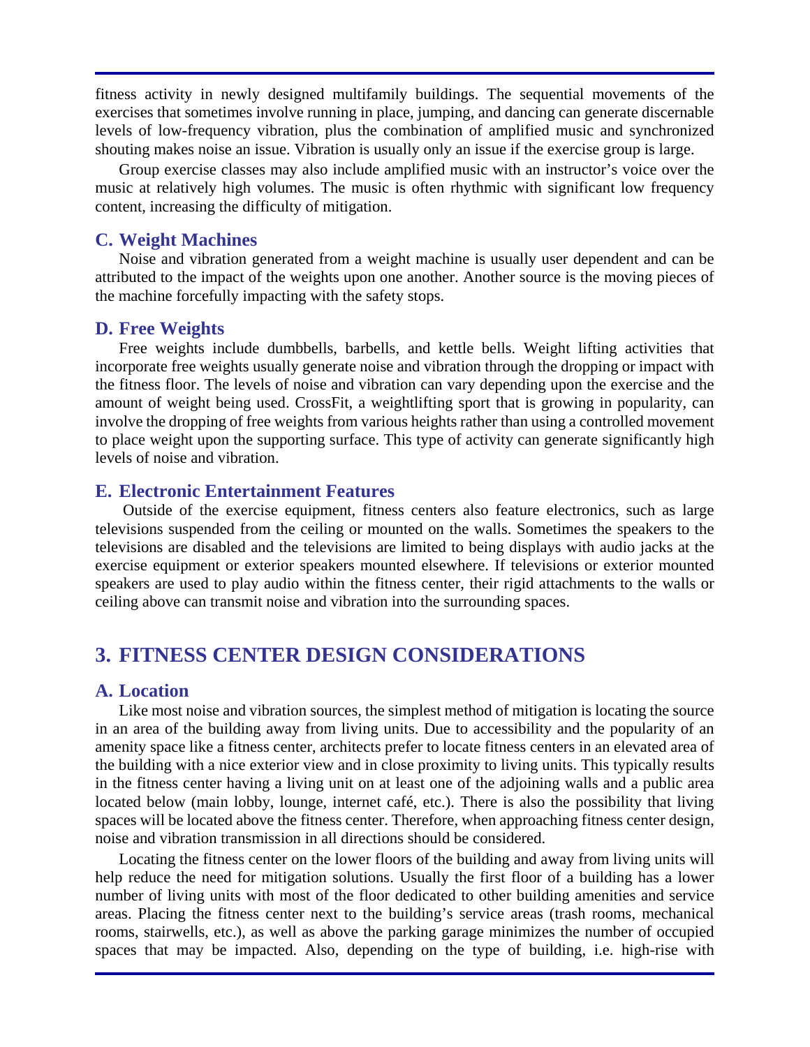fitness activity in newly designed multifamily buildings. The sequential movements of the exercises that sometimes involve running in place, jumping, and dancing can generate discernable levels of low-frequency vibration, plus the combination of amplified music and synchronized shouting makes noise an issue. Vibration is usually only an issue if the exercise group is large.

Group exercise classes may also include amplified music with an instructor's voice over the music at relatively high volumes. The music is often rhythmic with significant low frequency content, increasing the difficulty of mitigation.

### C. Weight Machines

Noise and vibration generated from a weight machine is usually user dependent and can be attributed to the impact of the weights upon one another. Another source is the moving pieces of the machine forcefully impacting with the safety stops.

### D. Free Weights

Free weights include dumbbells, barbells, and kettle bells. Weight lifting activities that incorporate free weights usually generate noise and vibration through the dropping or impact with the fitness floor. The levels of noise and vibration can vary depending upon the exercise and the amount of weight being used. CrossFit, a weightlifting sport that is growing in popularity, can involve the dropping of free weights from various heights rather than using a controlled movement to place weight upon the supporting surface. This type of activity can generate significantly high levels of noise and vibration.

### E. Electronic Entertainment Features

Outside of the exercise equipment, fitness centers also feature electronics, such as large televisions suspended from the ceiling or mounted on the walls. Sometimes the speakers to the televisions are disabled and the televisions are limited to being displays with audio jacks at the exercise equipment or exterior speakers mounted elsewhere. If televisions or exterior mounted speakers are used to play audio within the fitness center, their rigid attachments to the walls or ceiling above can transmit noise and vibration into the surrounding spaces.

## 3. FITNESS CENTER DESIGN CONSIDERATIONS

### A. Location

Like most noise and vibration sources, the simplest method of mitigation is locating the source in an area of the building away from living units. Due to accessibility and the popularity of an amenity space like a fitness center, architects prefer to locate fitness centers in an elevated area of the building with a nice exterior view and in close proximity to living units. This typically results in the fitness center having a living unit on at least one of the adjoining walls and a public area located below (main lobby, lounge, internet café, etc.). There is also the possibility that living spaces will be located above the fitness center. Therefore, when approaching fitness center design, noise and vibration transmission in all directions should be considered.

Locating the fitness center on the lower floors of the building and away from living units will help reduce the need for mitigation solutions. Usually the first floor of a building has a lower number of living units with most of the floor dedicated to other building amenities and service areas. Placing the fitness center next to the building's service areas (trash rooms, mechanical rooms, stairwells, etc.), as well as above the parking garage minimizes the number of occupied spaces that may be impacted. Also, depending on the type of building, i.e. high-rise with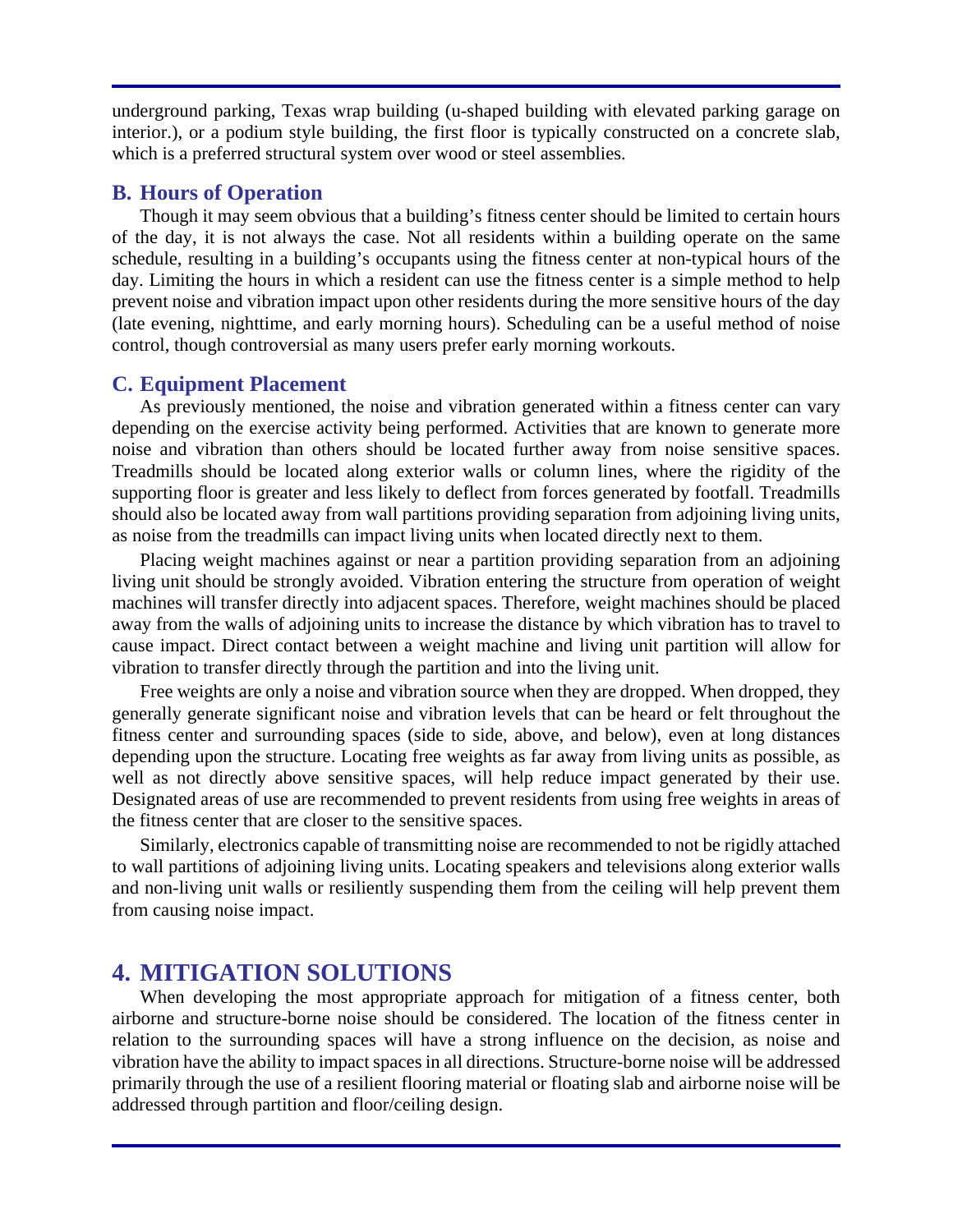underground parking, Texas wrap building (u-shaped building with elevated parking garage on interior.), or a podium style building, the first floor is typically constructed on a concrete slab, which is a preferred structural system over wood or steel assemblies.

### B. Hours of Operation

Though it may seem obvious that a building's fitness center should be limited to certain hours of the day, it is not always the case. Not all residents within a building operate on the same schedule, resulting in a building's occupants using the fitness center at non-typical hours of the day. Limiting the hours in which a resident can use the fitness center is a simple method to help prevent noise and vibration impact upon other residents during the more sensitive hours of the day (late evening, nighttime, and early morning hours). Scheduling can be a useful method of noise control, though controversial as many users prefer early morning workouts.

### C. Equipment Placement

As previously mentioned, the noise and vibration generated within a fitness center can vary depending on the exercise activity being performed. Activities that are known to generate more noise and vibration than others should be located further away from noise sensitive spaces. Treadmills should be located along exterior walls or column lines, where the rigidity of the supporting floor is greater and less likely to deflect from forces generated by footfall. Treadmills should also be located away from wall partitions providing separation from adjoining living units, as noise from the treadmills can impact living units when located directly next to them.

Placing weight machines against or near a partition providing separation from an adjoining living unit should be strongly avoided. Vibration entering the structure from operation of weight machines will transfer directly into adjacent spaces. Therefore, weight machines should be placed away from the walls of adjoining units to increase the distance by which vibration has to travel to cause impact. Direct contact between a weight machine and living unit partition will allow for vibration to transfer directly through the partition and into the living unit.

Free weights are only a noise and vibration source when they are dropped. When dropped, they generally generate significant noise and vibration levels that can be heard or felt throughout the fitness center and surrounding spaces (side to side, above, and below), even at long distances depending upon the structure. Locating free weights as far away from living units as possible, as well as not directly above sensitive spaces, will help reduce impact generated by their use. Designated areas of use are recommended to prevent residents from using free weights in areas of the fitness center that are closer to the sensitive spaces.

Similarly, electronics capable of transmitting noise are recommended to not be rigidly attached to wall partitions of adjoining living units. Locating speakers and televisions along exterior walls and non-living unit walls or resiliently suspending them from the ceiling will help prevent them from causing noise impact.

## 4. MITIGATION SOLUTIONS

When developing the most appropriate approach for mitigation of a fitness center, both airborne and structure-borne noise should be considered. The location of the fitness center in relation to the surrounding spaces will have a strong influence on the decision, as noise and vibration have the ability to impact spaces in all directions. Structure-borne noise will be addressed primarily through the use of a resilient flooring material or floating slab and airborne noise will be addressed through partition and floor/ceiling design.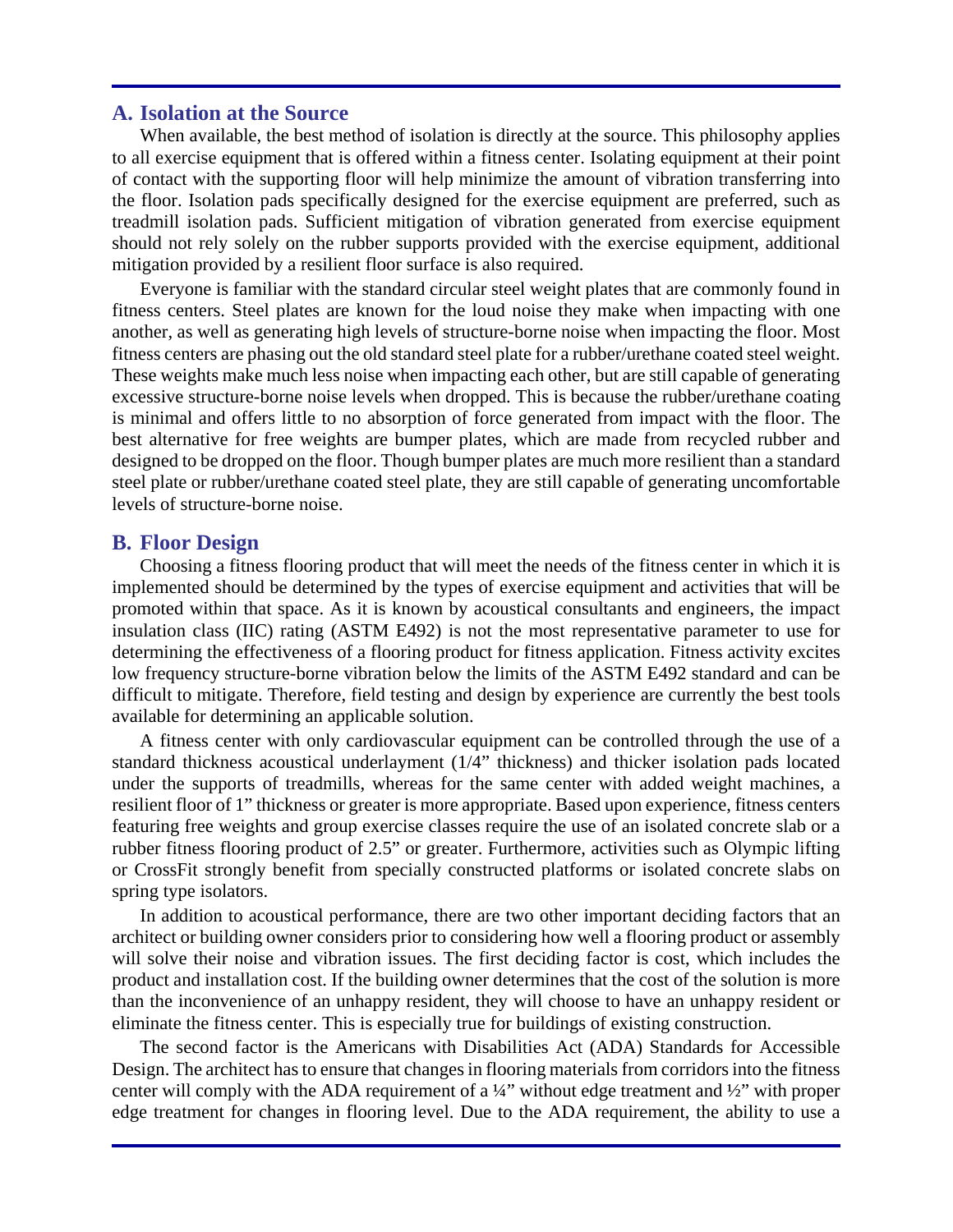## A. Isolation at the Source

When available, the best method of isolation is directly at the source. This philosophy applies to all exercise equipment that is offered within a fitness center. Isolating equipment at their point of contact with the supporting floor will help minimize the amount of vibration transferring into the floor. Isolation pads specifically designed for the exercise equipment are preferred, such as treadmill isolation pads. Sufficient mitigation of vibration generated from exercise equipment should not rely solely on the rubber supports provided with the exercise equipment, additional mitigation provided by a resilient floor surface is also required.

Everyone is familiar with the standard circular steel weight plates that are commonly found in fitness centers. Steel plates are known for the loud noise they make when impacting with one another, as well as generating high levels of structure-borne noise when impacting the floor. Most fitness centers are phasing out the old standard steel plate for a rubber/urethane coated steel weight. These weights make much less noise when impacting each other, but are still capable of generating excessive structure-borne noise levels when dropped. This is because the rubber/urethane coating is minimal and offers little to no absorption of force generated from impact with the floor. The best alternative for free weights are bumper plates, which are made from recycled rubber and designed to be dropped on the floor. Though bumper plates are much more resilient than a standard steel plate or rubber/urethane coated steel plate, they are still capable of generating uncomfortable levels of structure-borne noise.

## B. Floor Design

Choosing a fitness flooring product that will meet the needs of the fitness center in which it is implemented should be determined by the types of exercise equipment and activities that will be promoted within that space. As it is known by acoustical consultants and engineers, the impact insulation class (IIC) rating (ASTM E492) is not the most representative parameter to use for determining the effectiveness of a flooring product for fitness application. Fitness activity excites low frequency structure-borne vibration below the limits of the ASTM E492 standard and can be difficult to mitigate. Therefore, field testing and design by experience are currently the best tools available for determining an applicable solution.

A fitness center with only cardiovascular equipment can be controlled through the use of a standard thickness acoustical underlayment (1/4" thickness) and thicker isolation pads located under the supports of treadmills, whereas for the same center with added weight machines, a resilient floor of 1" thickness or greater is more appropriate. Based upon experience, fitness centers featuring free weights and group exercise classes require the use of an isolated concrete slab or a rubber fitness flooring product of 2.5" or greater. Furthermore, activities such as Olympic lifting or CrossFit strongly benefit from specially constructed platforms or isolated concrete slabs on spring type isolators.

In addition to acoustical performance, there are two other important deciding factors that an architect or building owner considers prior to considering how well a flooring product or assembly will solve their noise and vibration issues. The first deciding factor is cost, which includes the product and installation cost. If the building owner determines that the cost of the solution is more than the inconvenience of an unhappy resident, they will choose to have an unhappy resident or eliminate the fitness center. This is especially true for buildings of existing construction.

The second factor is the Americans with Disabilities Act (ADA) Standards for Accessible Design. The architect has to ensure that changes in flooring materials from corridors into the fitness center will comply with the ADA requirement of a ¼" without edge treatment and ½" with proper edge treatment for changes in flooring level. Due to the ADA requirement, the ability to use a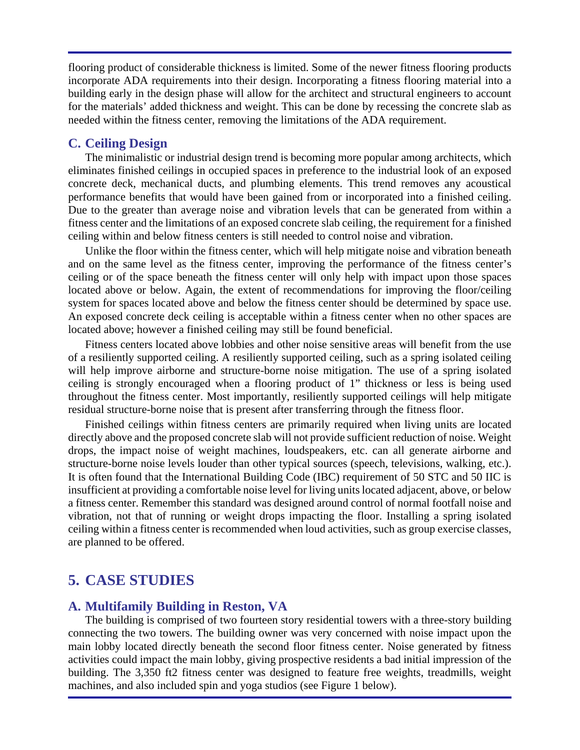flooring product of considerable thickness is limited. Some of the newer fitness flooring products incorporate ADA requirements into their design. Incorporating a fitness flooring material into a building early in the design phase will allow for the architect and structural engineers to account for the materials' added thickness and weight. This can be done by recessing the concrete slab as needed within the fitness center, removing the limitations of the ADA requirement.

### C. Ceiling Design

The minimalistic or industrial design trend is becoming more popular among architects, which eliminates finished ceilings in occupied spaces in preference to the industrial look of an exposed concrete deck, mechanical ducts, and plumbing elements. This trend removes any acoustical performance benefits that would have been gained from or incorporated into a finished ceiling. Due to the greater than average noise and vibration levels that can be generated from within a fitness center and the limitations of an exposed concrete slab ceiling, the requirement for a finished ceiling within and below fitness centers is still needed to control noise and vibration.

Unlike the floor within the fitness center, which will help mitigate noise and vibration beneath and on the same level as the fitness center, improving the performance of the fitness center's ceiling or of the space beneath the fitness center will only help with impact upon those spaces located above or below. Again, the extent of recommendations for improving the floor/ceiling system for spaces located above and below the fitness center should be determined by space use. An exposed concrete deck ceiling is acceptable within a fitness center when no other spaces are located above; however a finished ceiling may still be found beneficial.

Fitness centers located above lobbies and other noise sensitive areas will benefit from the use of a resiliently supported ceiling. A resiliently supported ceiling, such as a spring isolated ceiling will help improve airborne and structure-borne noise mitigation. The use of a spring isolated ceiling is strongly encouraged when a flooring product of 1" thickness or less is being used throughout the fitness center. Most importantly, resiliently supported ceilings will help mitigate residual structure-borne noise that is present after transferring through the fitness floor.

Finished ceilings within fitness centers are primarily required when living units are located directly above and the proposed concrete slab will not provide sufficient reduction of noise. Weight drops, the impact noise of weight machines, loudspeakers, etc. can all generate airborne and structure-borne noise levels louder than other typical sources (speech, televisions, walking, etc.). It is often found that the International Building Code (IBC) requirement of 50 STC and 50 IIC is insufficient at providing a comfortable noise level for living units located adjacent, above, or below a fitness center. Remember this standard was designed around control of normal footfall noise and vibration, not that of running or weight drops impacting the floor. Installing a spring isolated ceiling within a fitness center is recommended when loud activities, such as group exercise classes, are planned to be offered.

## 5. CASE STUDIES

### A. Multifamily Building in Reston, VA

The building is comprised of two fourteen story residential towers with a three-story building connecting the two towers. The building owner was very concerned with noise impact upon the main lobby located directly beneath the second floor fitness center. Noise generated by fitness activities could impact the main lobby, giving prospective residents a bad initial impression of the building. The 3,350 ft2 fitness center was designed to feature free weights, treadmills, weight machines, and also included spin and yoga studios (see Figure 1 below).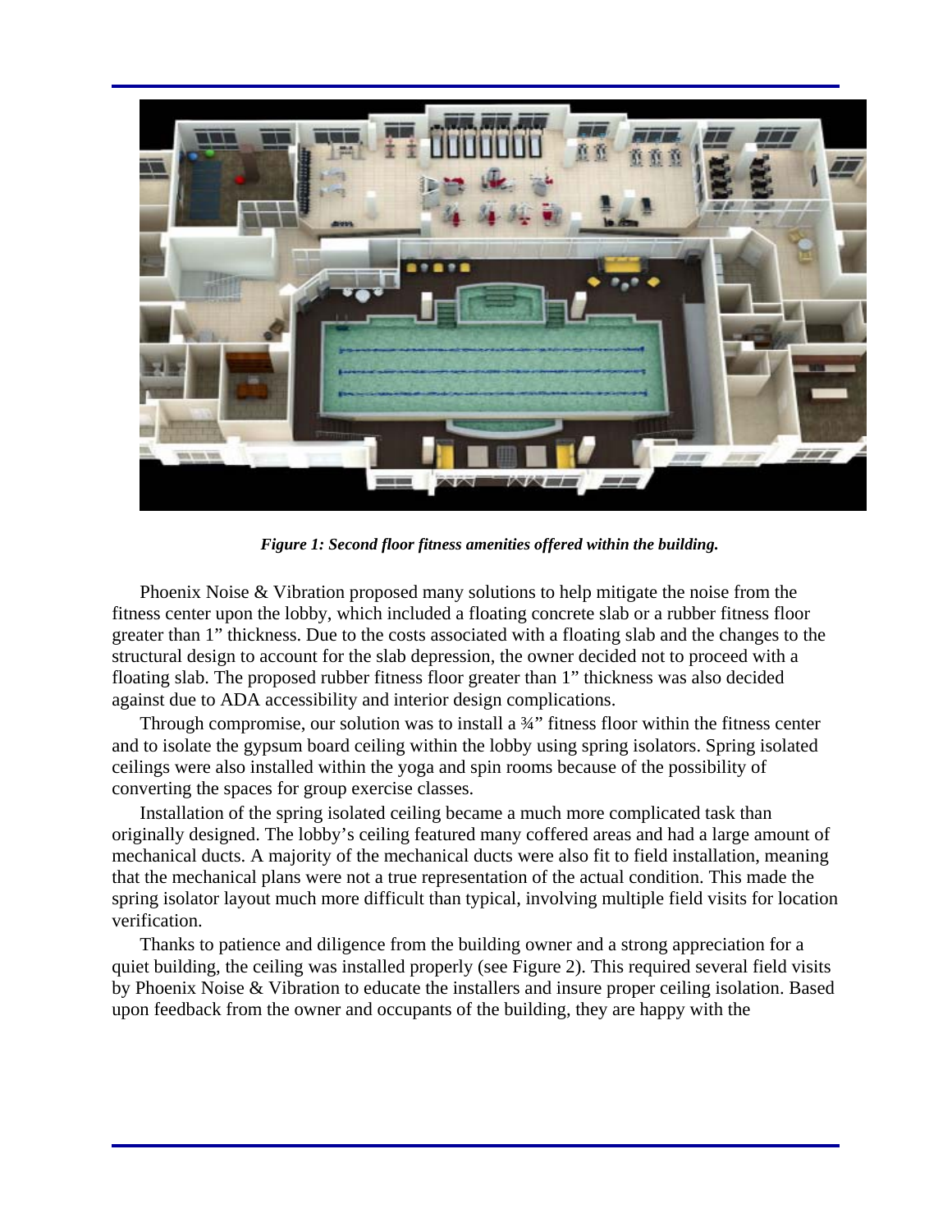*Figure 1: Second floor fitness amenities offered within the building.*

Phoenix Noise & Vibration proposed many solutions to help mitigate the noise from the fitness center upon the lobby, which included a floating concrete slab or a rubber fitness floor greater than 1" thickness. Due to the costs associated with a floating slab and the changes to the structural design to account for the slab depression, the owner decided not to proceed with a floating slab. The proposed rubber fitness floor greater than 1" thickness was also decided against due to ADA accessibility and interior design complications.

Through compromise, our solution was to install a ¾" fitness floor within the fitness center and to isolate the gypsum board ceiling within the lobby using spring isolators. Spring isolated ceilings were also installed within the yoga and spin rooms because of the possibility of converting the spaces for group exercise classes.

Installation of the spring isolated ceiling became a much more complicated task than originally designed. The lobby's ceiling featured many coffered areas and had a large amount of mechanical ducts. A majority of the mechanical ducts were also fit to field installation, meaning that the mechanical plans were not a true representation of the actual condition. This made the spring isolator layout much more difficult than typical, involving multiple field visits for location verification.

Thanks to patience and diligence from the building owner and a strong appreciation for a quiet building, the ceiling was installed properly (see Figure 2). This required several field visits by Phoenix Noise & Vibration to educate the installers and insure proper ceiling isolation. Based upon feedback from the owner and occupants of the building, they are happy with the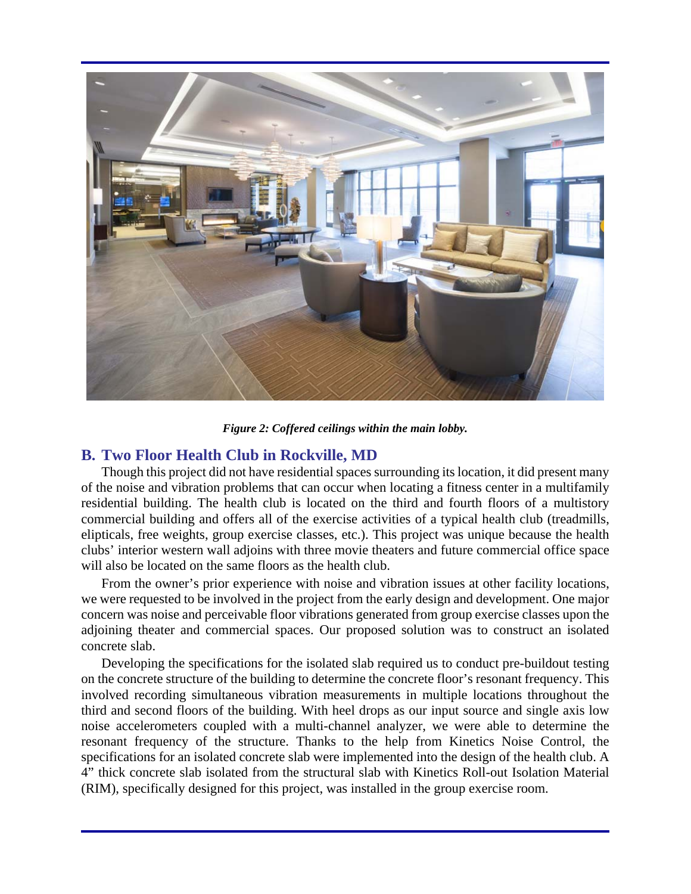*Figure 2: Coffered ceilings within the main lobby.*

## B. Two Floor Health Club in Rockville, MD

Though this project did not have residential spaces surrounding its location, it did present many of the noise and vibration problems that can occur when locating a fitness center in a multifamily residential building. The health club is located on the third and fourth floors of a multistory commercial building and offers all of the exercise activities of a typical health club (treadmills, elipticals, free weights, group exercise classes, etc.). This project was unique because the health clubs' interior western wall adjoins with three movie theaters and future commercial office space will also be located on the same floors as the health club.

From the owner's prior experience with noise and vibration issues at other facility locations, we were requested to be involved in the project from the early design and development. One major concern was noise and perceivable floor vibrations generated from group exercise classes upon the adjoining theater and commercial spaces. Our proposed solution was to construct an isolated concrete slab.

Developing the specifications for the isolated slab required us to conduct pre-buildout testing on the concrete structure of the building to determine the concrete floor's resonant frequency. This involved recording simultaneous vibration measurements in multiple locations throughout the third and second floors of the building. With heel drops as our input source and single axis low noise accelerometers coupled with a multi-channel analyzer, we were able to determine the resonant frequency of the structure. Thanks to the help from Kinetics Noise Control, the specifications for an isolated concrete slab were implemented into the design of the health club. A 4" thick concrete slab isolated from the structural slab with Kinetics Roll-out Isolation Material (RIM), specifically designed for this project, was installed in the group exercise room.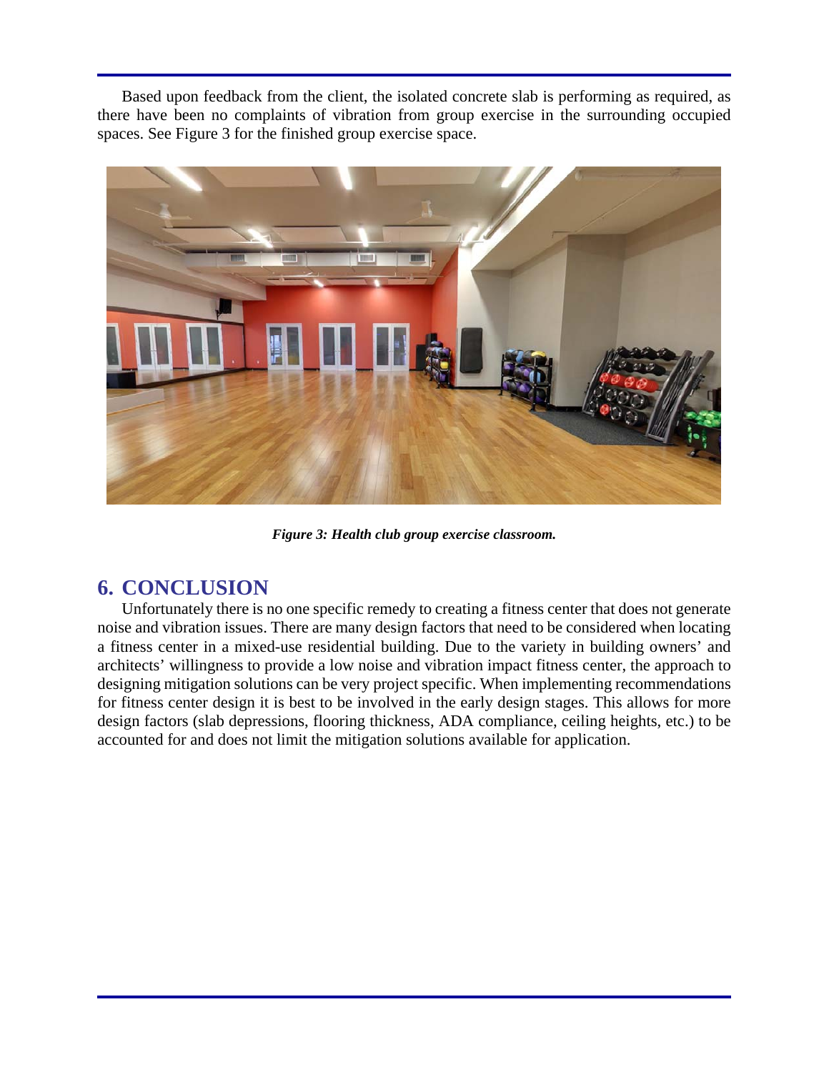Based upon feedback from the client, the isolated concrete slab is performing as required, as there have been no complaints of vibration from group exercise in the surrounding occupied spaces. See Figure 3 for the finished group exercise space.

***Figure 3: Health club group exercise classroom.***

## 6. CONCLUSION

Unfortunately there is no one specific remedy to creating a fitness center that does not generate noise and vibration issues. There are many design factors that need to be considered when locating a fitness center in a mixed-use residential building. Due to the variety in building owners' and architects' willingness to provide a low noise and vibration impact fitness center, the approach to designing mitigation solutions can be very project specific. When implementing recommendations for fitness center design it is best to be involved in the early design stages. This allows for more design factors (slab depressions, flooring thickness, ADA compliance, ceiling heights, etc.) to be accounted for and does not limit the mitigation solutions available for application.